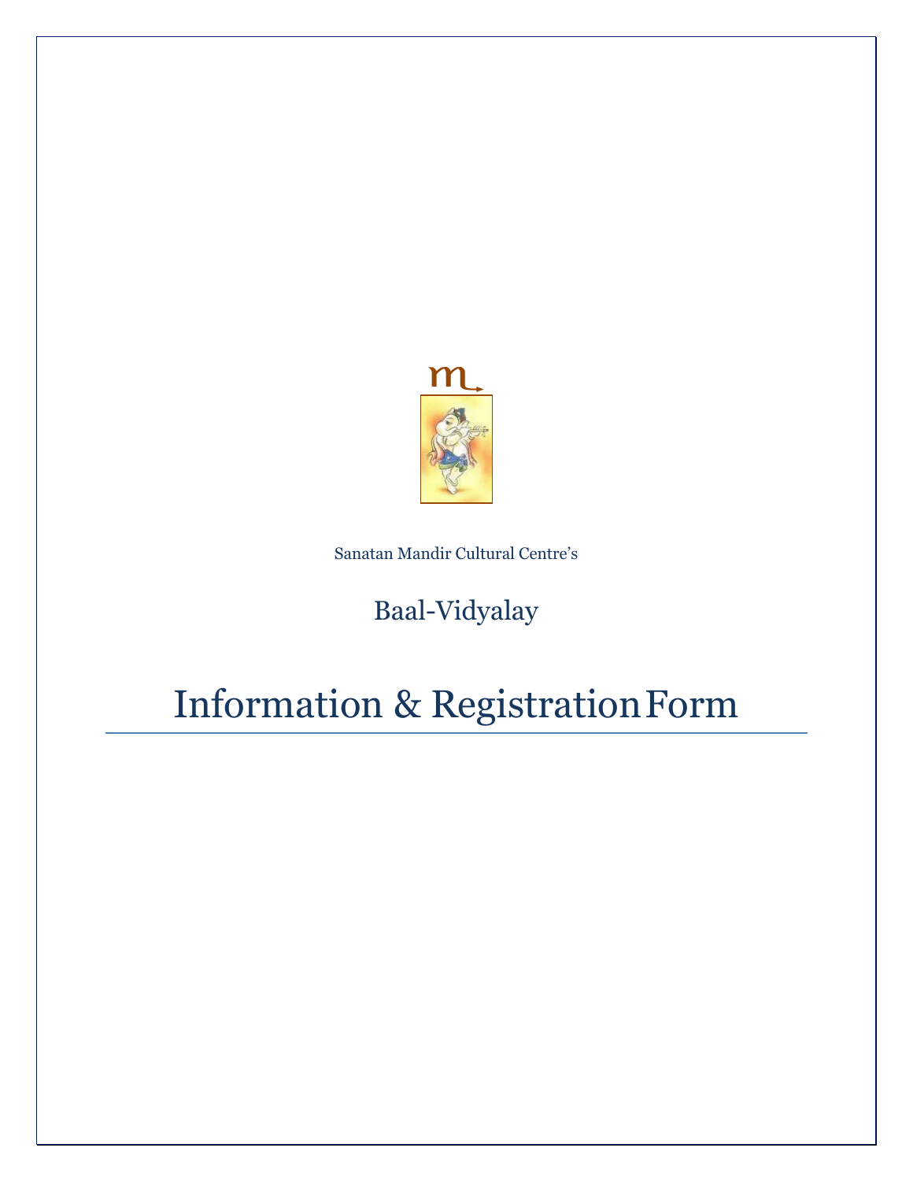Sanatan Mandir Cultural Centre's

## Baal-Vidyalay

# Information & Registration Form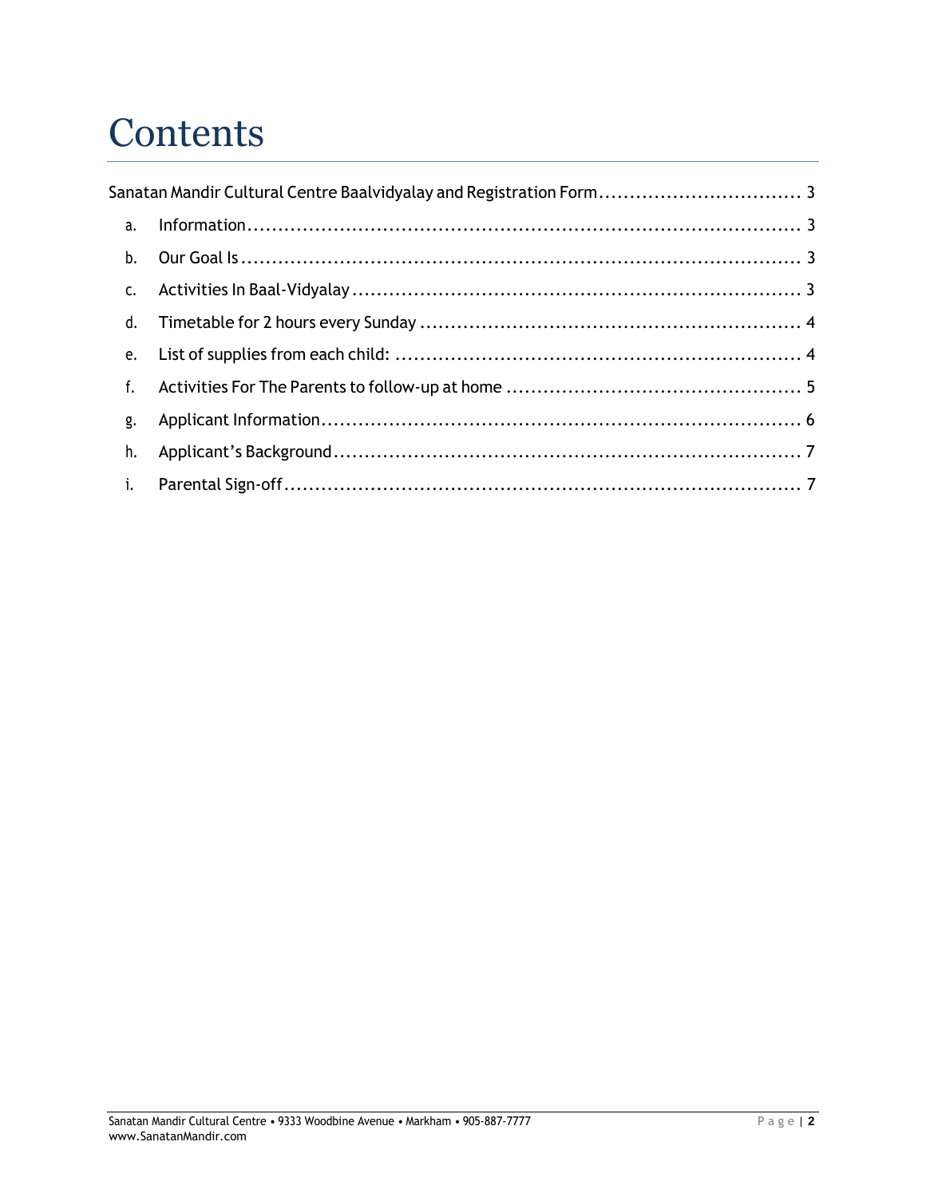# Contents

Sanatan Mandir Cultural Centre Baalvidyalay and Registration Form ................................ 3

a. Information ........................................................................................ 3

b. Our Goal Is ........................................................................................ 3

c. Activities In Baal-Vidyalay ........................................................................ 3

d. Timetable for 2 hours every Sunday ............................................................ 4

e. List of supplies from each child: ................................................................ 4

f. Activities For The Parents to follow-up at home ............................................... 5

g. Applicant Information ............................................................................ 6

h. Applicant's Background .......................................................................... 7

i. Parental Sign-off .................................................................................. 7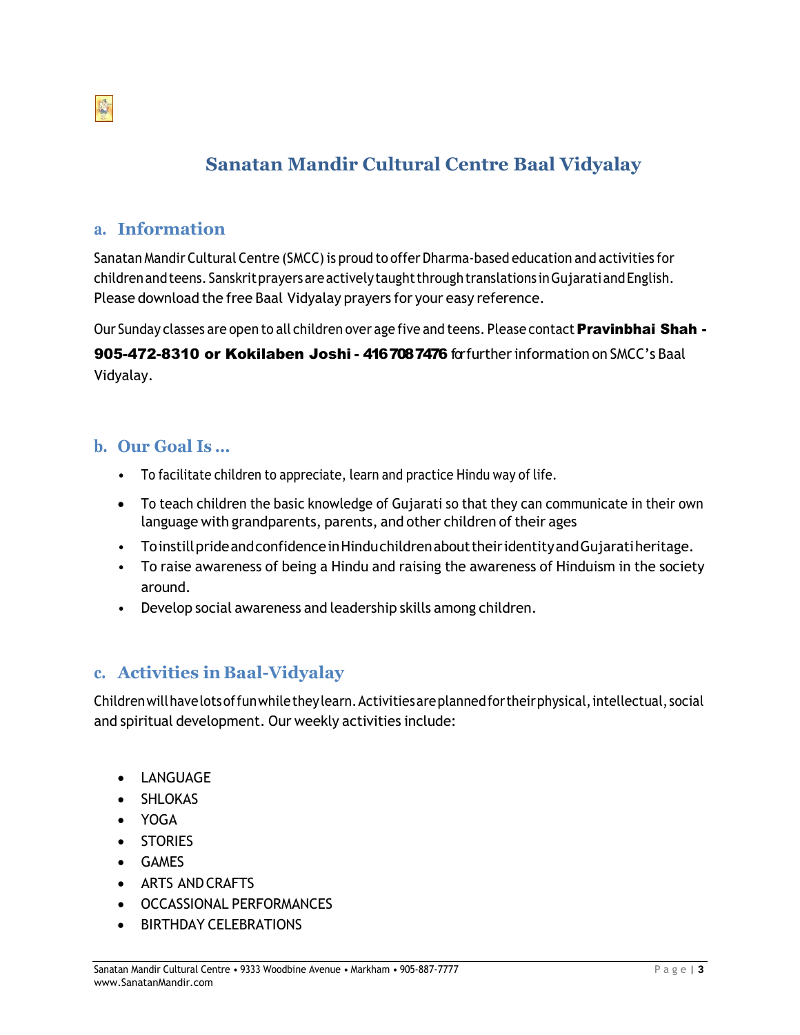# Sanatan Mandir Cultural Centre Baal Vidyalay

## a. Information

Sanatan Mandir Cultural Centre (SMCC) is proud to offer Dharma-based education and activities for children and teens. Sanskrit prayers are actively taught through translations in Gujarati and English. Please download the free Baal Vidyalay prayers for your easy reference.

Our Sunday classes are open to all children over age five and teens. Please contact **Pravinbhai Shah - 905-472-8310 or Kokilaben Joshi - 416 708 7476** for further information on SMCC's Baal Vidyalay.

## b. Our Goal Is …

- To facilitate children to appreciate, learn and practice Hindu way of life.
- To teach children the basic knowledge of Gujarati so that they can communicate in their own language with grandparents, parents, and other children of their ages
- To instill pride and confidence in Hindu children about their identity and Gujarati heritage.
- To raise awareness of being a Hindu and raising the awareness of Hinduism in the society around.
- Develop social awareness and leadership skills among children.

## c. Activities in Baal-Vidyalay

Children will have lots of fun while they learn. Activities are planned for their physical, intellectual, social and spiritual development. Our weekly activities include:

- LANGUAGE
- SHLOKAS
- YOGA
- STORIES
- GAMES
- ARTS AND CRAFTS
- OCCASSIONAL PERFORMANCES
- BIRTHDAY CELEBRATIONS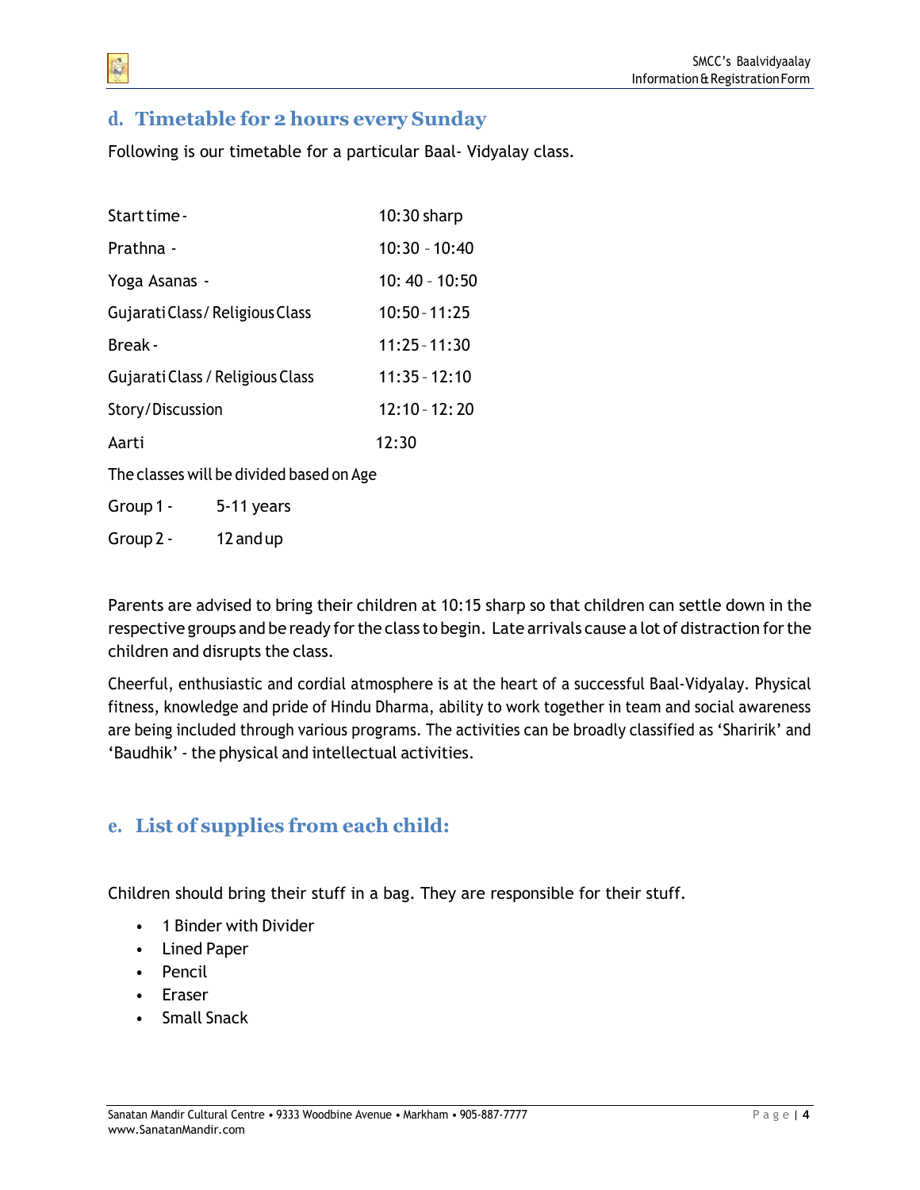## d. Timetable for 2 hours every Sunday

Following is our timetable for a particular Baal- Vidyalay class.

| | |
|---|---|
| Start time - | 10:30 sharp |
| Prathna - | 10:30 – 10:40 |
| Yoga Asanas - | 10: 40 – 10:50 |
| Gujarati Class / Religious Class | 10:50 – 11:25 |
| Break - | 11:25 – 11:30 |
| Gujarati Class / Religious Class | 11:35 – 12:10 |
| Story/Discussion | 12:10 - 12: 20 |
| Aarti | 12:30 |

The classes will be divided based on Age

| | |
|---|---|
| Group 1 - | 5-11 years |
| Group 2 - | 12 and up |

Parents are advised to bring their children at 10:15 sharp so that children can settle down in the respective groups and be ready for the class to begin. Late arrivals cause a lot of distraction for the children and disrupts the class.

Cheerful, enthusiastic and cordial atmosphere is at the heart of a successful Baal-Vidyalay. Physical fitness, knowledge and pride of Hindu Dharma, ability to work together in team and social awareness are being included through various programs. The activities can be broadly classified as 'Sharirik' and 'Baudhik' - the physical and intellectual activities.

## e. List of supplies from each child:

Children should bring their stuff in a bag. They are responsible for their stuff.

- 1 Binder with Divider
- Lined Paper
- Pencil
- Eraser
- Small Snack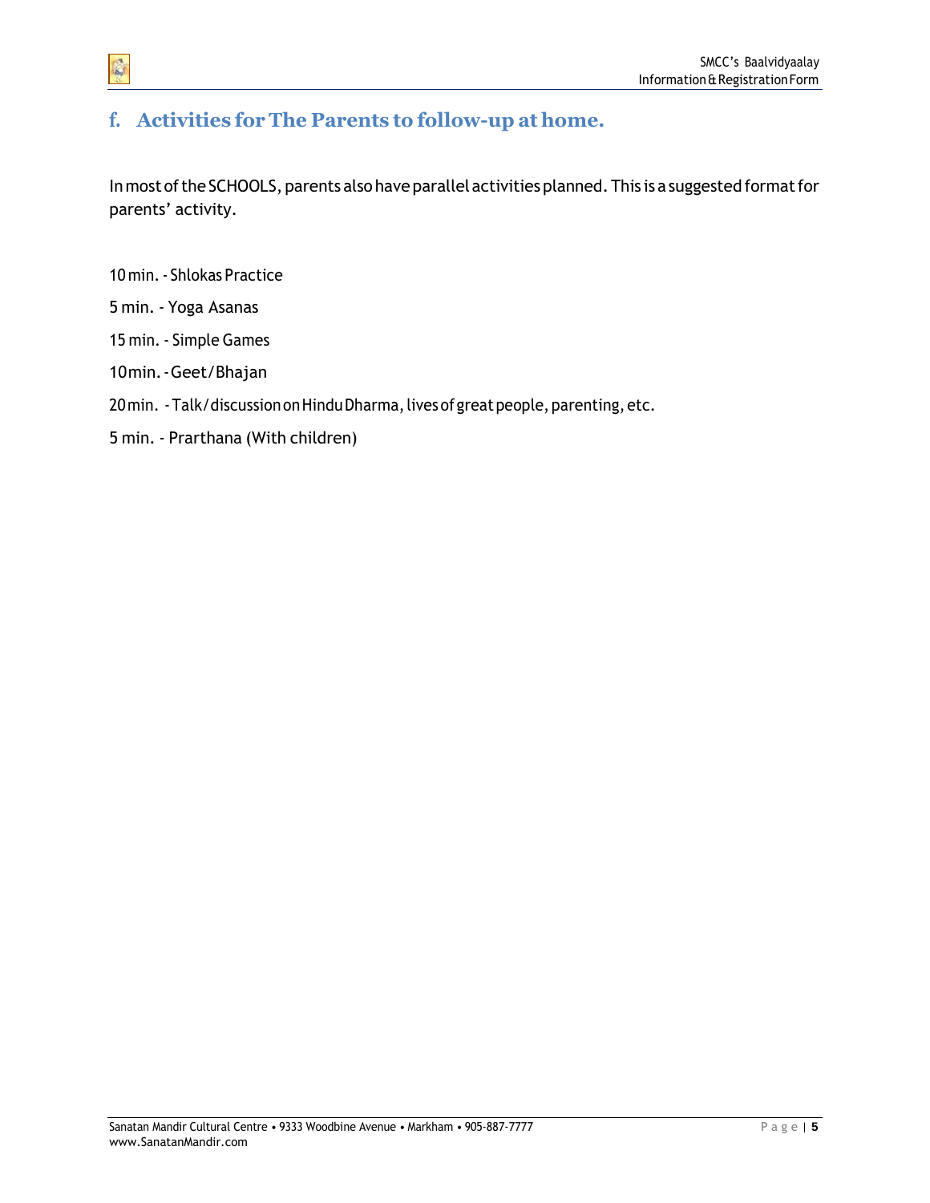## f. Activities for The Parents to follow-up at home.

In most of the SCHOOLS, parents also have parallel activities planned. This is a suggested format for parents' activity.

10 min. - Shlokas Practice

5 min. - Yoga Asanas

15 min. - Simple Games

10 min. - Geet/Bhajan

20 min. - Talk/discussion on Hindu Dharma, lives of great people, parenting, etc.

5 min. - Prarthana (With children)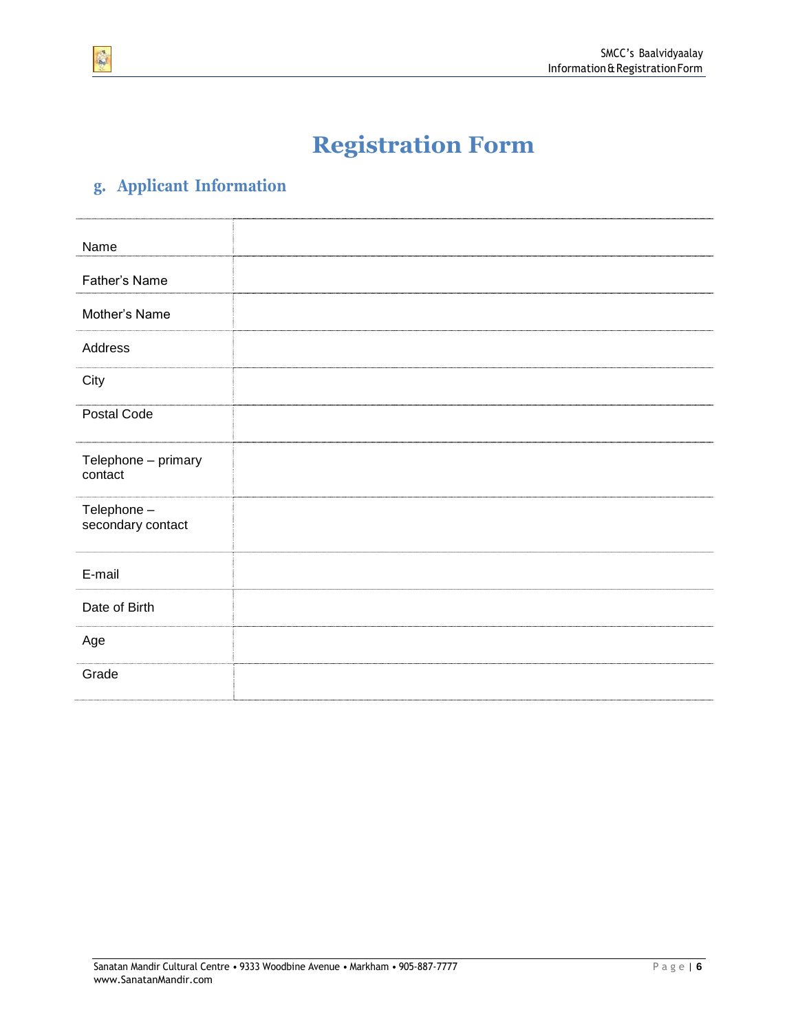# Registration Form

## g. Applicant Information

| | |
|---|---|
| Name | |
| Father's Name | |
| Mother's Name | |
| Address | |
| City | |
| Postal Code | |
| Telephone – primary contact | |
| Telephone – secondary contact | |
| E-mail | |
| Date of Birth | |
| Age | |
| Grade | |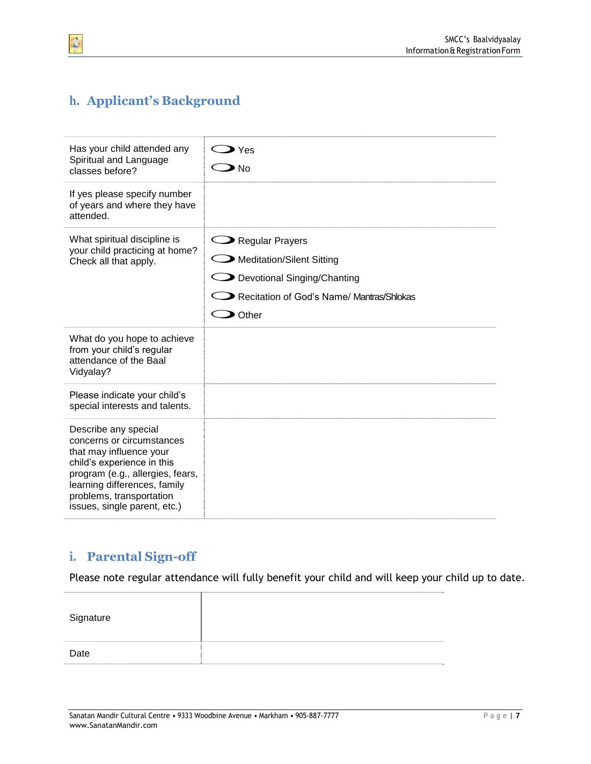## h. Applicant's Background

| | |
|---|---|
| Has your child attended any Spiritual and Language classes before? | ⬭ Yes<br>⬭ No |
| If yes please specify number of years and where they have attended. | |
| What spiritual discipline is your child practicing at home? Check all that apply. | ⬭ Regular Prayers<br>⬭ Meditation/Silent Sitting<br>⬭ Devotional Singing/Chanting<br>⬭ Recitation of God's Name/ Mantras/Shlokas<br>⬭ Other |
| What do you hope to achieve from your child's regular attendance of the Baal Vidyalay? | |
| Please indicate your child's special interests and talents. | |
| Describe any special concerns or circumstances that may influence your child's experience in this program (e.g., allergies, fears, learning differences, family problems, transportation issues, single parent, etc.) | |

## i. Parental Sign-off

Please note regular attendance will fully benefit your child and will keep your child up to date.

| | |
|---|---|
| Signature | |
| Date | |